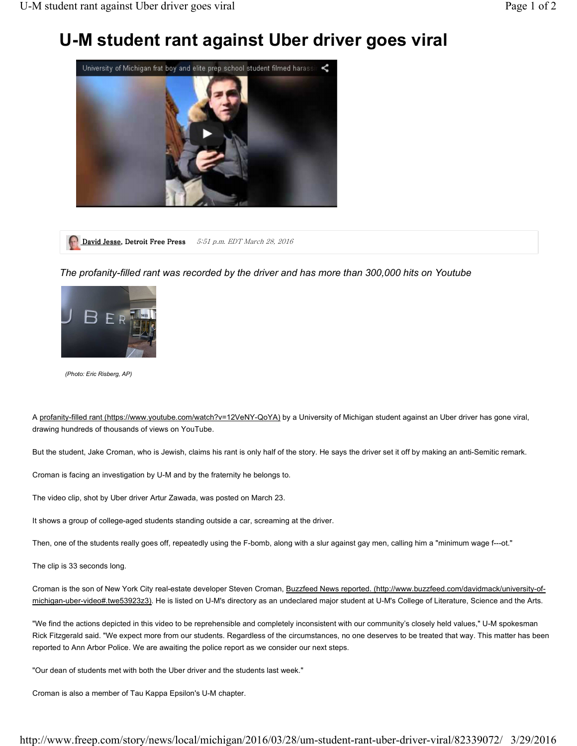# U-M student rant against Uber driver goes viral

University of Michigan frat boy and elite prep school student filmed harassi

David Jesse, Detroit Free Press 5:51 p.m. EDT March 28, 2016

*The profanity-filled rant was recorded by the driver and has more than 300,000 hits on Youtube*

*(Photo: Eric Risberg, AP)*

A profanity-filled rant (https://www.youtube.com/watch?v=12VeNY-QoYA) by a University of Michigan student against an Uber driver has gone viral, drawing hundreds of thousands of views on YouTube.

But the student, Jake Croman, who is Jewish, claims his rant is only half of the story. He says the driver set it off by making an anti-Semitic remark.

Croman is facing an investigation by U-M and by the fraternity he belongs to.

The video clip, shot by Uber driver Artur Zawada, was posted on March 23.

It shows a group of college-aged students standing outside a car, screaming at the driver.

Then, one of the students really goes off, repeatedly using the F-bomb, along with a slur against gay men, calling him a "minimum wage f---ot."

The clip is 33 seconds long.

Croman is the son of New York City real-estate developer Steven Croman, Buzzfeed News reported. (http://www.buzzfeed.com/davidmack/university-of-michigan-uber-video#.twe53923z3). He is listed on U-M's directory as an undeclared major student at U-M's College of Literature, Science and the Arts.

"We find the actions depicted in this video to be reprehensible and completely inconsistent with our community's closely held values," U-M spokesman Rick Fitzgerald said. "We expect more from our students. Regardless of the circumstances, no one deserves to be treated that way. This matter has been reported to Ann Arbor Police. We are awaiting the police report as we consider our next steps.

"Our dean of students met with both the Uber driver and the students last week."

Croman is also a member of Tau Kappa Epsilon's U-M chapter.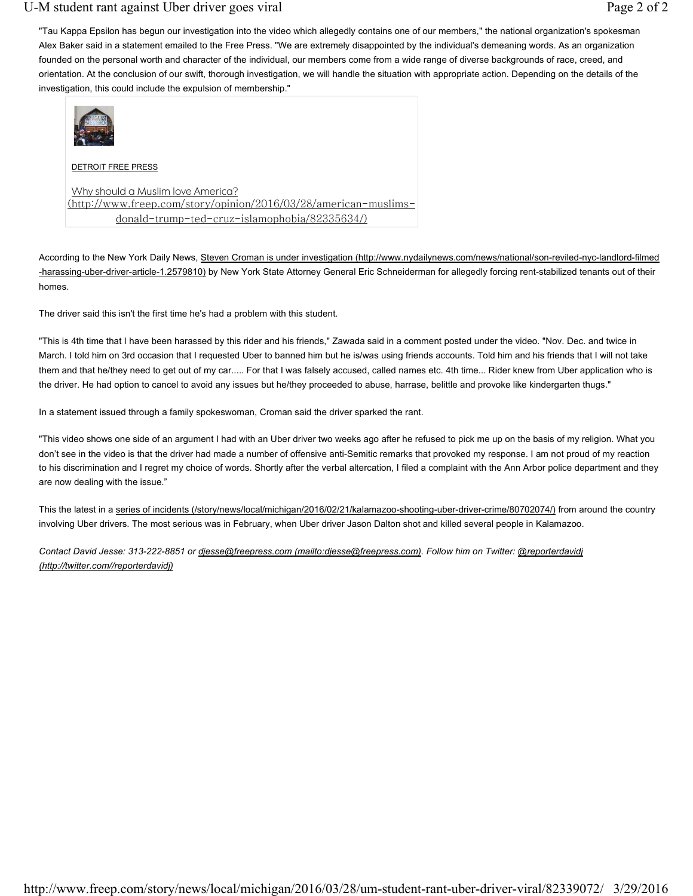"Tau Kappa Epsilon has begun our investigation into the video which allegedly contains one of our members," the national organization's spokesman Alex Baker said in a statement emailed to the Free Press. "We are extremely disappointed by the individual's demeaning words. As an organization founded on the personal worth and character of the individual, our members come from a wide range of diverse backgrounds of race, creed, and orientation. At the conclusion of our swift, thorough investigation, we will handle the situation with appropriate action. Depending on the details of the investigation, this could include the expulsion of membership."

DETROIT FREE PRESS

Why should a Muslim love America? (http://www.freep.com/story/opinion/2016/03/28/american-muslims-donald-trump-ted-cruz-islamophobia/82335634/)

According to the New York Daily News, Steven Croman is under investigation (http://www.nydailynews.com/news/national/son-reviled-nyc-landlord-filmed-harassing-uber-driver-article-1.2579810) by New York State Attorney General Eric Schneiderman for allegedly forcing rent-stabilized tenants out of their homes.

The driver said this isn't the first time he's had a problem with this student.

"This is 4th time that I have been harassed by this rider and his friends," Zawada said in a comment posted under the video. "Nov. Dec. and twice in March. I told him on 3rd occasion that I requested Uber to banned him but he is/was using friends accounts. Told him and his friends that I will not take them and that he/they need to get out of my car..... For that I was falsely accused, called names etc. 4th time... Rider knew from Uber application who is the driver. He had option to cancel to avoid any issues but he/they proceeded to abuse, harrase, belittle and provoke like kindergarten thugs."

In a statement issued through a family spokeswoman, Croman said the driver sparked the rant.

"This video shows one side of an argument I had with an Uber driver two weeks ago after he refused to pick me up on the basis of my religion. What you don't see in the video is that the driver had made a number of offensive anti-Semitic remarks that provoked my response. I am not proud of my reaction to his discrimination and I regret my choice of words. Shortly after the verbal altercation, I filed a complaint with the Ann Arbor police department and they are now dealing with the issue."

This the latest in a series of incidents (/story/news/local/michigan/2016/02/21/kalamazoo-shooting-uber-driver-crime/80702074/) from around the country involving Uber drivers. The most serious was in February, when Uber driver Jason Dalton shot and killed several people in Kalamazoo.

*Contact David Jesse: 313-222-8851 or djesse@freepress.com (mailto:djesse@freepress.com). Follow him on Twitter: @reporterdavidj (http://twitter.com//reporterdavidj)*